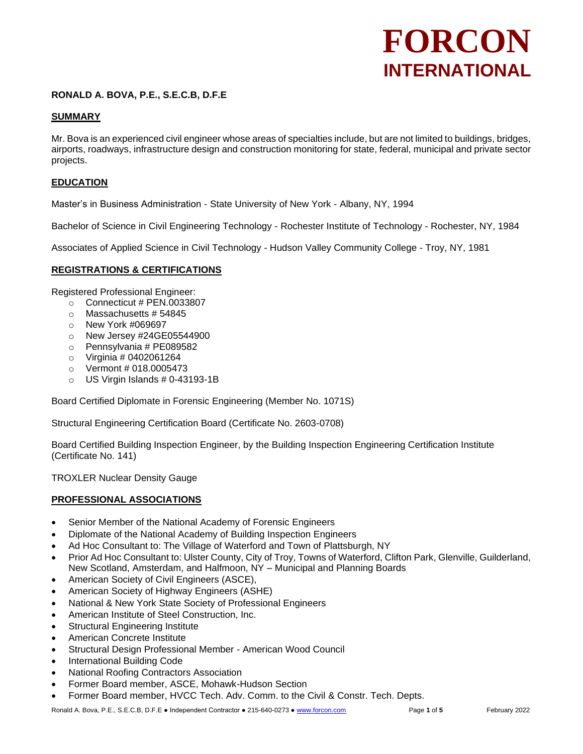# FORCON INTERNATIONAL

**RONALD A. BOVA, P.E., S.E.C.B, D.F.E**

## SUMMARY

Mr. Bova is an experienced civil engineer whose areas of specialties include, but are not limited to buildings, bridges, airports, roadways, infrastructure design and construction monitoring for state, federal, municipal and private sector projects.

## EDUCATION

Master's in Business Administration - State University of New York - Albany, NY, 1994

Bachelor of Science in Civil Engineering Technology - Rochester Institute of Technology - Rochester, NY, 1984

Associates of Applied Science in Civil Technology - Hudson Valley Community College - Troy, NY, 1981

## REGISTRATIONS & CERTIFICATIONS

Registered Professional Engineer:

- Connecticut # PEN.0033807
- Massachusetts # 54845
- New York #069697
- New Jersey #24GE05544900
- Pennsylvania # PE089582
- Virginia # 0402061264
- Vermont # 018.0005473
- US Virgin Islands # 0-43193-1B

Board Certified Diplomate in Forensic Engineering (Member No. 1071S)

Structural Engineering Certification Board (Certificate No. 2603-0708)

Board Certified Building Inspection Engineer, by the Building Inspection Engineering Certification Institute (Certificate No. 141)

TROXLER Nuclear Density Gauge

## PROFESSIONAL ASSOCIATIONS

- Senior Member of the National Academy of Forensic Engineers
- Diplomate of the National Academy of Building Inspection Engineers
- Ad Hoc Consultant to: The Village of Waterford and Town of Plattsburgh, NY
- Prior Ad Hoc Consultant to: Ulster County, City of Troy, Towns of Waterford, Clifton Park, Glenville, Guilderland, New Scotland, Amsterdam, and Halfmoon, NY – Municipal and Planning Boards
- American Society of Civil Engineers (ASCE),
- American Society of Highway Engineers (ASHE)
- National & New York State Society of Professional Engineers
- American Institute of Steel Construction, Inc.
- Structural Engineering Institute
- American Concrete Institute
- Structural Design Professional Member - American Wood Council
- International Building Code
- National Roofing Contractors Association
- Former Board member, ASCE, Mohawk-Hudson Section
- Former Board member, HVCC Tech. Adv. Comm. to the Civil & Constr. Tech. Depts.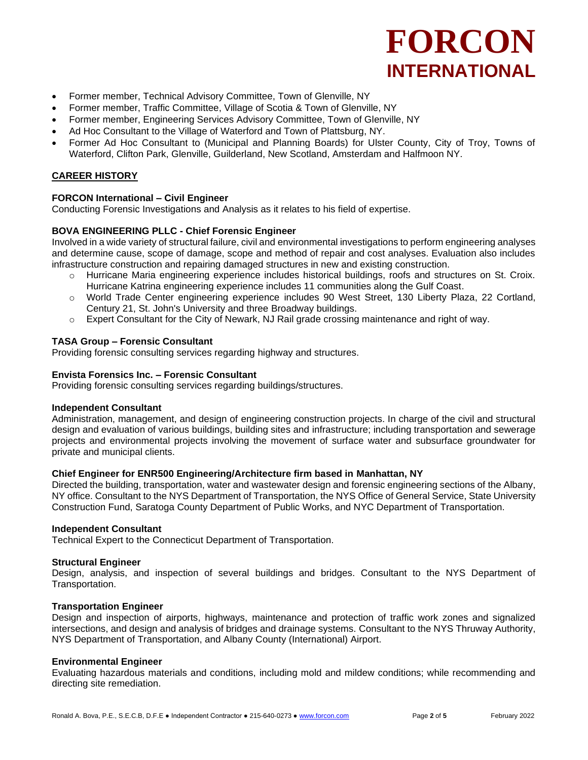- Former member, Technical Advisory Committee, Town of Glenville, NY
- Former member, Traffic Committee, Village of Scotia & Town of Glenville, NY
- Former member, Engineering Services Advisory Committee, Town of Glenville, NY
- Ad Hoc Consultant to the Village of Waterford and Town of Plattsburg, NY.
- Former Ad Hoc Consultant to (Municipal and Planning Boards) for Ulster County, City of Troy, Towns of Waterford, Clifton Park, Glenville, Guilderland, New Scotland, Amsterdam and Halfmoon NY.

## CAREER HISTORY

**FORCON International – Civil Engineer**
Conducting Forensic Investigations and Analysis as it relates to his field of expertise.

**BOVA ENGINEERING PLLC - Chief Forensic Engineer**
Involved in a wide variety of structural failure, civil and environmental investigations to perform engineering analyses and determine cause, scope of damage, scope and method of repair and cost analyses. Evaluation also includes infrastructure construction and repairing damaged structures in new and existing construction.

- Hurricane Maria engineering experience includes historical buildings, roofs and structures on St. Croix. Hurricane Katrina engineering experience includes 11 communities along the Gulf Coast.
- World Trade Center engineering experience includes 90 West Street, 130 Liberty Plaza, 22 Cortland, Century 21, St. John's University and three Broadway buildings.
- Expert Consultant for the City of Newark, NJ Rail grade crossing maintenance and right of way.

**TASA Group – Forensic Consultant**
Providing forensic consulting services regarding highway and structures.

**Envista Forensics Inc. – Forensic Consultant**
Providing forensic consulting services regarding buildings/structures.

**Independent Consultant**
Administration, management, and design of engineering construction projects. In charge of the civil and structural design and evaluation of various buildings, building sites and infrastructure; including transportation and sewerage projects and environmental projects involving the movement of surface water and subsurface groundwater for private and municipal clients.

**Chief Engineer for ENR500 Engineering/Architecture firm based in Manhattan, NY**
Directed the building, transportation, water and wastewater design and forensic engineering sections of the Albany, NY office. Consultant to the NYS Department of Transportation, the NYS Office of General Service, State University Construction Fund, Saratoga County Department of Public Works, and NYC Department of Transportation.

**Independent Consultant**
Technical Expert to the Connecticut Department of Transportation.

**Structural Engineer**
Design, analysis, and inspection of several buildings and bridges. Consultant to the NYS Department of Transportation.

**Transportation Engineer**
Design and inspection of airports, highways, maintenance and protection of traffic work zones and signalized intersections, and design and analysis of bridges and drainage systems. Consultant to the NYS Thruway Authority, NYS Department of Transportation, and Albany County (International) Airport.

**Environmental Engineer**
Evaluating hazardous materials and conditions, including mold and mildew conditions; while recommending and directing site remediation.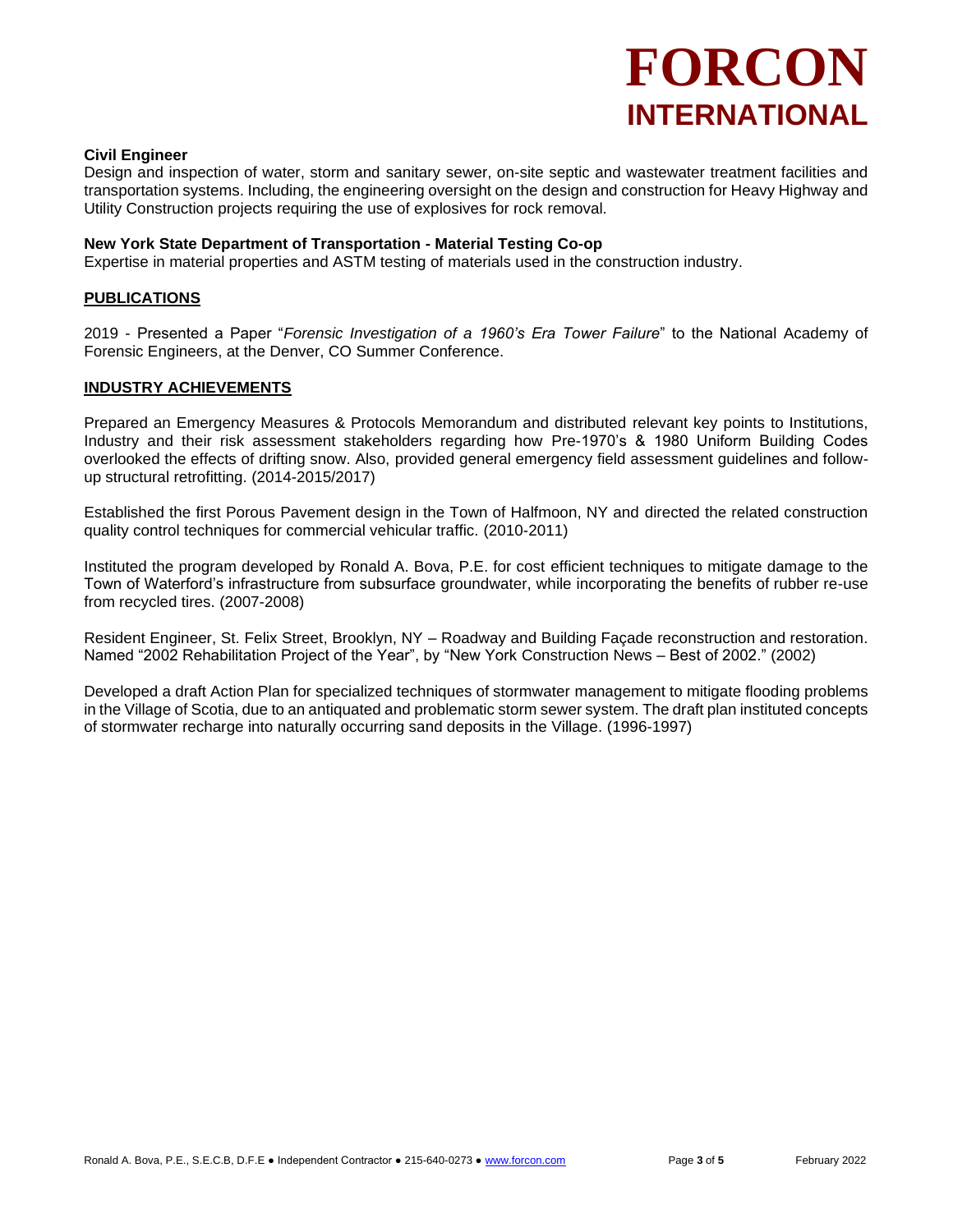**Civil Engineer**

Design and inspection of water, storm and sanitary sewer, on-site septic and wastewater treatment facilities and transportation systems. Including, the engineering oversight on the design and construction for Heavy Highway and Utility Construction projects requiring the use of explosives for rock removal.

**New York State Department of Transportation - Material Testing Co-op**

Expertise in material properties and ASTM testing of materials used in the construction industry.

## PUBLICATIONS

2019 - Presented a Paper "*Forensic Investigation of a 1960's Era Tower Failure*" to the National Academy of Forensic Engineers, at the Denver, CO Summer Conference.

## INDUSTRY ACHIEVEMENTS

Prepared an Emergency Measures & Protocols Memorandum and distributed relevant key points to Institutions, Industry and their risk assessment stakeholders regarding how Pre-1970's & 1980 Uniform Building Codes overlooked the effects of drifting snow. Also, provided general emergency field assessment guidelines and follow-up structural retrofitting. (2014-2015/2017)

Established the first Porous Pavement design in the Town of Halfmoon, NY and directed the related construction quality control techniques for commercial vehicular traffic. (2010-2011)

Instituted the program developed by Ronald A. Bova, P.E. for cost efficient techniques to mitigate damage to the Town of Waterford's infrastructure from subsurface groundwater, while incorporating the benefits of rubber re-use from recycled tires. (2007-2008)

Resident Engineer, St. Felix Street, Brooklyn, NY – Roadway and Building Façade reconstruction and restoration. Named "2002 Rehabilitation Project of the Year", by "New York Construction News – Best of 2002." (2002)

Developed a draft Action Plan for specialized techniques of stormwater management to mitigate flooding problems in the Village of Scotia, due to an antiquated and problematic storm sewer system. The draft plan instituted concepts of stormwater recharge into naturally occurring sand deposits in the Village. (1996-1997)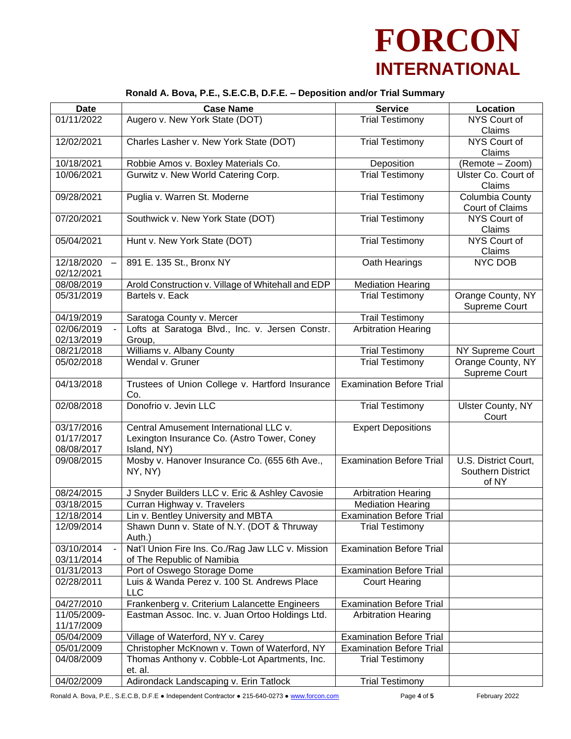**FORCON INTERNATIONAL**

**Ronald A. Bova, P.E., S.E.C.B, D.F.E. – Deposition and/or Trial Summary**

| Date | Case Name | Service | Location |
|---|---|---|---|
| 01/11/2022 | Augero v. New York State (DOT) | Trial Testimony | NYS Court of Claims |
| 12/02/2021 | Charles Lasher v. New York State (DOT) | Trial Testimony | NYS Court of Claims |
| 10/18/2021 | Robbie Amos v. Boxley Materials Co. | Deposition | (Remote – Zoom) |
| 10/06/2021 | Gurwitz v. New World Catering Corp. | Trial Testimony | Ulster Co. Court of Claims |
| 09/28/2021 | Puglia v. Warren St. Moderne | Trial Testimony | Columbia County Court of Claims |
| 07/20/2021 | Southwick v. New York State (DOT) | Trial Testimony | NYS Court of Claims |
| 05/04/2021 | Hunt v. New York State (DOT) | Trial Testimony | NYS Court of Claims |
| 12/18/2020 – 02/12/2021 | 891 E. 135 St., Bronx NY | Oath Hearings | NYC DOB |
| 08/08/2019 | Arold Construction v. Village of Whitehall and EDP | Mediation Hearing | |
| 05/31/2019 | Bartels v. Eack | Trial Testimony | Orange County, NY Supreme Court |
| 04/19/2019 | Saratoga County v. Mercer | Trail Testimony | |
| 02/06/2019 - 02/13/2019 | Lofts at Saratoga Blvd., Inc. v. Jersen Constr. Group, | Arbitration Hearing | |
| 08/21/2018 | Williams v. Albany County | Trial Testimony | NY Supreme Court |
| 05/02/2018 | Wendal v. Gruner | Trial Testimony | Orange County, NY Supreme Court |
| 04/13/2018 | Trustees of Union College v. Hartford Insurance Co. | Examination Before Trial | |
| 02/08/2018 | Donofrio v. Jevin LLC | Trial Testimony | Ulster County, NY Court |
| 03/17/2016 01/17/2017 08/08/2017 | Central Amusement International LLC v. Lexington Insurance Co. (Astro Tower, Coney Island, NY) | Expert Depositions | |
| 09/08/2015 | Mosby v. Hanover Insurance Co. (655 6th Ave., NY, NY) | Examination Before Trial | U.S. District Court, Southern District of NY |
| 08/24/2015 | J Snyder Builders LLC v. Eric & Ashley Cavosie | Arbitration Hearing | |
| 03/18/2015 | Curran Highway v. Travelers | Mediation Hearing | |
| 12/18/2014 | Lin v. Bentley University and MBTA | Examination Before Trial | |
| 12/09/2014 | Shawn Dunn v. State of N.Y. (DOT & Thruway Auth.) | Trial Testimony | |
| 03/10/2014 - 03/11/2014 | Nat'l Union Fire Ins. Co./Rag Jaw LLC v. Mission of The Republic of Namibia | Examination Before Trial | |
| 01/31/2013 | Port of Oswego Storage Dome | Examination Before Trial | |
| 02/28/2011 | Luis & Wanda Perez v. 100 St. Andrews Place LLC | Court Hearing | |
| 04/27/2010 | Frankenberg v. Criterium Lalancette Engineers | Examination Before Trial | |
| 11/05/2009- 11/17/2009 | Eastman Assoc. Inc. v. Juan Ortoo Holdings Ltd. | Arbitration Hearing | |
| 05/04/2009 | Village of Waterford, NY v. Carey | Examination Before Trial | |
| 05/01/2009 | Christopher McKnown v. Town of Waterford, NY | Examination Before Trial | |
| 04/08/2009 | Thomas Anthony v. Cobble-Lot Apartments, Inc. et. al. | Trial Testimony | |
| 04/02/2009 | Adirondack Landscaping v. Erin Tatlock | Trial Testimony | |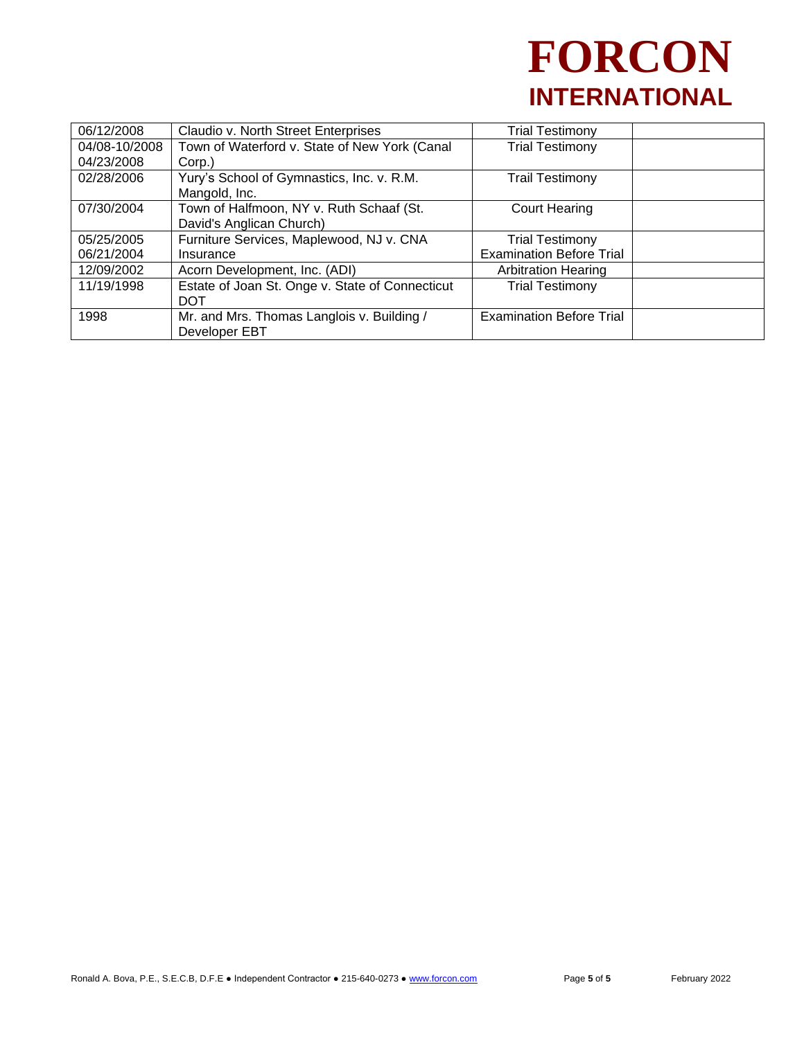| | | | |
|---|---|---|---|
| 06/12/2008 | Claudio v. North Street Enterprises | Trial Testimony | |
| 04/08-10/2008<br>04/23/2008 | Town of Waterford v. State of New York (Canal Corp.) | Trial Testimony | |
| 02/28/2006 | Yury's School of Gymnastics, Inc. v. R.M. Mangold, Inc. | Trail Testimony | |
| 07/30/2004 | Town of Halfmoon, NY v. Ruth Schaaf (St. David's Anglican Church) | Court Hearing | |
| 05/25/2005<br>06/21/2004 | Furniture Services, Maplewood, NJ v. CNA Insurance | Trial Testimony<br>Examination Before Trial | |
| 12/09/2002 | Acorn Development, Inc. (ADI) | Arbitration Hearing | |
| 11/19/1998 | Estate of Joan St. Onge v. State of Connecticut DOT | Trial Testimony | |
| 1998 | Mr. and Mrs. Thomas Langlois v. Building / Developer EBT | Examination Before Trial | |